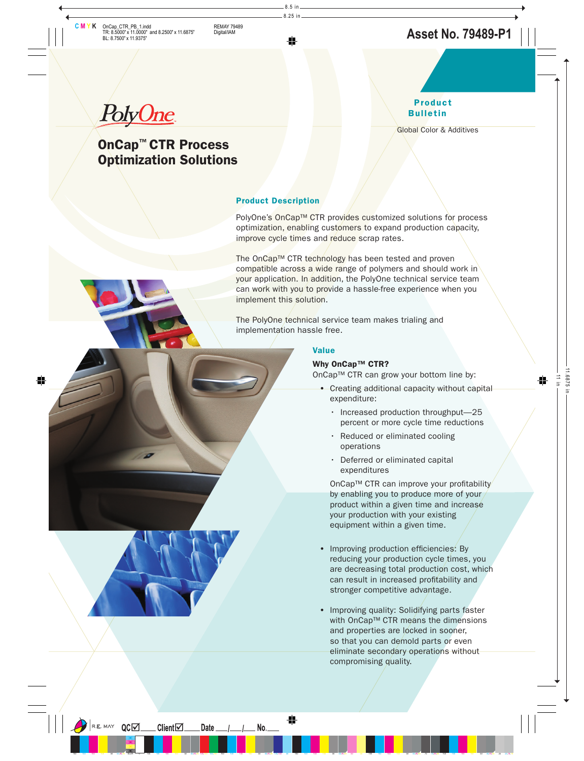Asset No. 79489-P1

PolyOne

**Product Bulletin**

Global Color & Additives

# OnCap™ CTR Process Optimization Solutions

## Product Description

PolyOne's OnCap™ CTR provides customized solutions for process optimization, enabling customers to expand production capacity, improve cycle times and reduce scrap rates.

The OnCap™ CTR technology has been tested and proven compatible across a wide range of polymers and should work in your application. In addition, the PolyOne technical service team can work with you to provide a hassle-free experience when you implement this solution.

The PolyOne technical service team makes trialing and implementation hassle free.

## Value

**Why OnCap™ CTR?**

OnCap™ CTR can grow your bottom line by:

- Creating additional capacity without capital expenditure:
  - Increased production throughput—25 percent or more cycle time reductions
  - Reduced or eliminated cooling operations
  - Deferred or eliminated capital expenditures

  OnCap™ CTR can improve your profitability by enabling you to produce more of your product within a given time and increase your production with your existing equipment within a given time.

- Improving production efficiencies: By reducing your production cycle times, you are decreasing total production cost, which can result in increased profitability and stronger competitive advantage.

- Improving quality: Solidifying parts faster with OnCap™ CTR means the dimensions and properties are locked in sooner, so that you can demold parts or even eliminate secondary operations without compromising quality.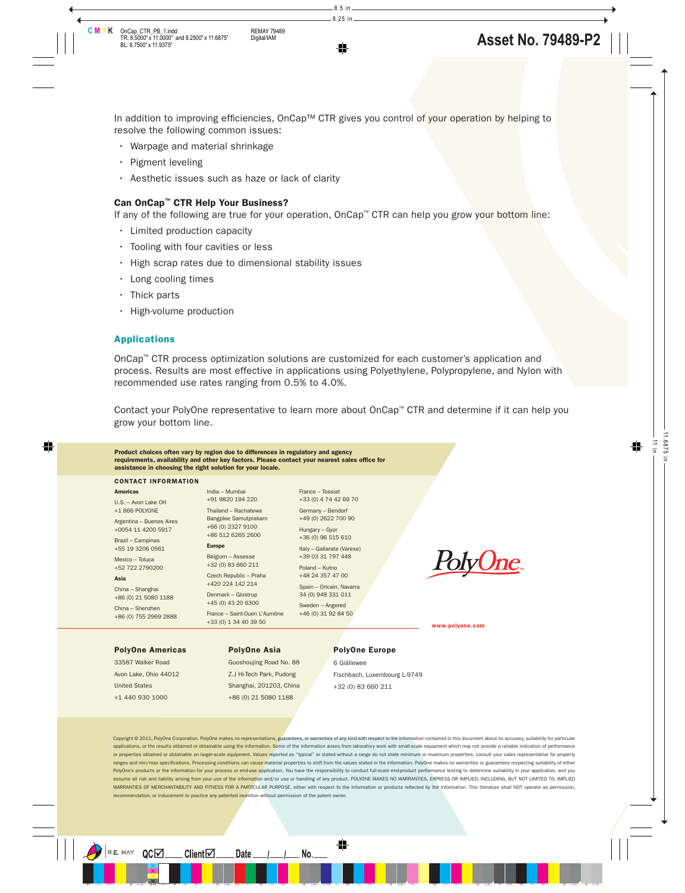In addition to improving efficiencies, OnCap™ CTR gives you control of your operation by helping to resolve the following common issues:

- Warpage and material shrinkage
- Pigment leveling
- Aesthetic issues such as haze or lack of clarity

### Can OnCap™ CTR Help Your Business?

If any of the following are true for your operation, OnCap™ CTR can help you grow your bottom line:

- Limited production capacity
- Tooling with four cavities or less
- High scrap rates due to dimensional stability issues
- Long cooling times
- Thick parts
- High-volume production

## Applications

OnCap™ CTR process optimization solutions are customized for each customer's application and process. Results are most effective in applications using Polyethylene, Polypropylene, and Nylon with recommended use rates ranging from 0.5% to 4.0%.

Contact your PolyOne representative to learn more about OnCap™ CTR and determine if it can help you grow your bottom line.

**Product choices often vary by region due to differences in regulatory and agency requirements, availability and other key factors. Please contact your nearest sales office for assistance in choosing the right solution for your locale.**

**CONTACT INFORMATION**

**Americas**

U.S. – Avon Lake OH
+1 866 POLYONE

Argentina – Buenos Aires
+0054 11 4200 5917

Brazil – Campinas
+55 19 3206 0561

Mexico – Toluca
+52 722 2790200

**Asia**

China – Shanghai
+86 (0) 21 5080 1188

China – Shenzhen
+86 (0) 755 2969 2888

India – Mumbai
+91 9820 194 220

Thailand – Rachatewa Bangplee Samutprakarn
+66 (0) 2327 9100
+86 512 6265 2600

**Europe**

Belgium – Assesse
+32 (0) 83 660 211

Czech Republic – Praha
+420 224 142 214

Denmark – Glostrup
+45 (0) 43 20 6300

France – Saint-Ouen L'Aumône
+33 (0) 1 34 40 39 50

France – Tossiat
+33 (0) 4 74 42 69 70

Germany – Bendorf
+49 (0) 2622 700 90

Hungary – Gyor
+36 (0) 96 515 610

Italy – Gallarate (Varese)
+39 03 31 797 448

Poland – Kutno
+48 24 357 47 00

Spain – Oricain, Navarra
34 (0) 948 331 011

Sweden – Angered
+46 (0) 31 92 84 50

PolyOne

www.polyone.com

**PolyOne Americas**
33587 Walker Road
Avon Lake, Ohio 44012
United States
+1 440 930 1000

**PolyOne Asia**
Guoshoujing Road No. 88
Z.J Hi-Tech Park, Pudong
Shanghai, 201203, China
+86 (0) 21 5080 1188

**PolyOne Europe**
6 Giällewee
Fischbach, Luxembourg L-9749
+32 (0) 83 660 211

Copyright © 2011, PolyOne Corporation. PolyOne makes no representations, guarantees, or warranties of any kind with respect to the information contained in this document about its accuracy, suitability for particular applications, or the results obtained or obtainable using the information. Some of the information arises from laboratory work with small-scale equipment which may not provide a reliable indication of performance or properties obtained or obtainable on larger-scale equipment. Values reported as "typical" or stated without a range do not state minimum or maximum properties; consult your sales representative for property ranges and min/max specifications. Processing conditions can cause material properties to shift from the values stated in the information. PolyOne makes no warranties or guarantees respecting suitability of either PolyOne's products or the information for your process or end-use application. You have the responsibility to conduct full-scale end-product performance testing to determine suitability in your application, and you assume all risk and liability arising from your use of the information and/or use or handling of any product. POLYONE MAKES NO WARRANTIES, EXPRESS OR IMPLIED, INCLUDING, BUT NOT LIMITED TO, IMPLIED WARRANTIES OF MERCHANTABILITY AND FITNESS FOR A PARTICULAR PURPOSE, either with respect to the information or products reflected by the information. This literature shall NOT operate as permission, recommendation, or inducement to practice any patented invention without permission of the patent owner.